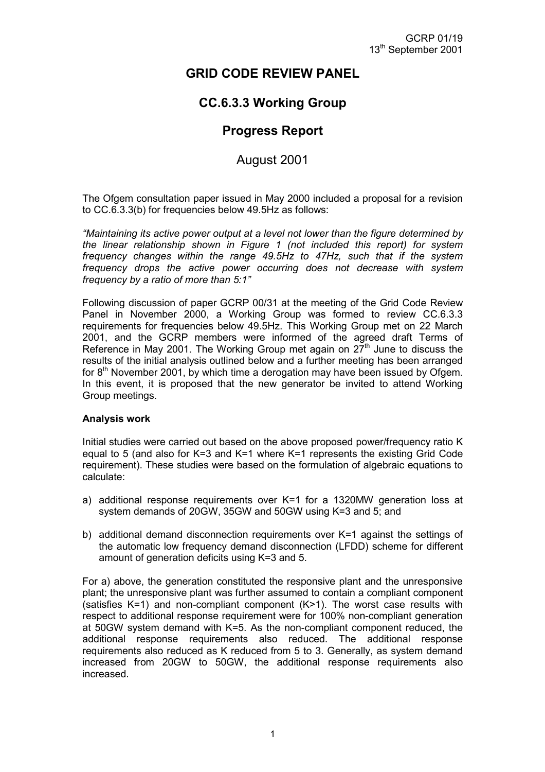GCRP 01/19
13th September 2001

# GRID CODE REVIEW PANEL

## CC.6.3.3 Working Group

## Progress Report

August 2001

The Ofgem consultation paper issued in May 2000 included a proposal for a revision to CC.6.3.3(b) for frequencies below 49.5Hz as follows:

*"Maintaining its active power output at a level not lower than the figure determined by the linear relationship shown in Figure 1 (not included this report) for system frequency changes within the range 49.5Hz to 47Hz, such that if the system frequency drops the active power occurring does not decrease with system frequency by a ratio of more than 5:1"*

Following discussion of paper GCRP 00/31 at the meeting of the Grid Code Review Panel in November 2000, a Working Group was formed to review CC.6.3.3 requirements for frequencies below 49.5Hz. This Working Group met on 22 March 2001, and the GCRP members were informed of the agreed draft Terms of Reference in May 2001. The Working Group met again on 27th June to discuss the results of the initial analysis outlined below and a further meeting has been arranged for 8th November 2001, by which time a derogation may have been issued by Ofgem. In this event, it is proposed that the new generator be invited to attend Working Group meetings.

**Analysis work**

Initial studies were carried out based on the above proposed power/frequency ratio K equal to 5 (and also for K=3 and K=1 where K=1 represents the existing Grid Code requirement). These studies were based on the formulation of algebraic equations to calculate:

a) additional response requirements over K=1 for a 1320MW generation loss at system demands of 20GW, 35GW and 50GW using K=3 and 5; and

b) additional demand disconnection requirements over K=1 against the settings of the automatic low frequency demand disconnection (LFDD) scheme for different amount of generation deficits using K=3 and 5.

For a) above, the generation constituted the responsive plant and the unresponsive plant; the unresponsive plant was further assumed to contain a compliant component (satisfies K=1) and non-compliant component (K>1). The worst case results with respect to additional response requirement were for 100% non-compliant generation at 50GW system demand with K=5. As the non-compliant component reduced, the additional response requirements also reduced. The additional response requirements also reduced as K reduced from 5 to 3. Generally, as system demand increased from 20GW to 50GW, the additional response requirements also increased.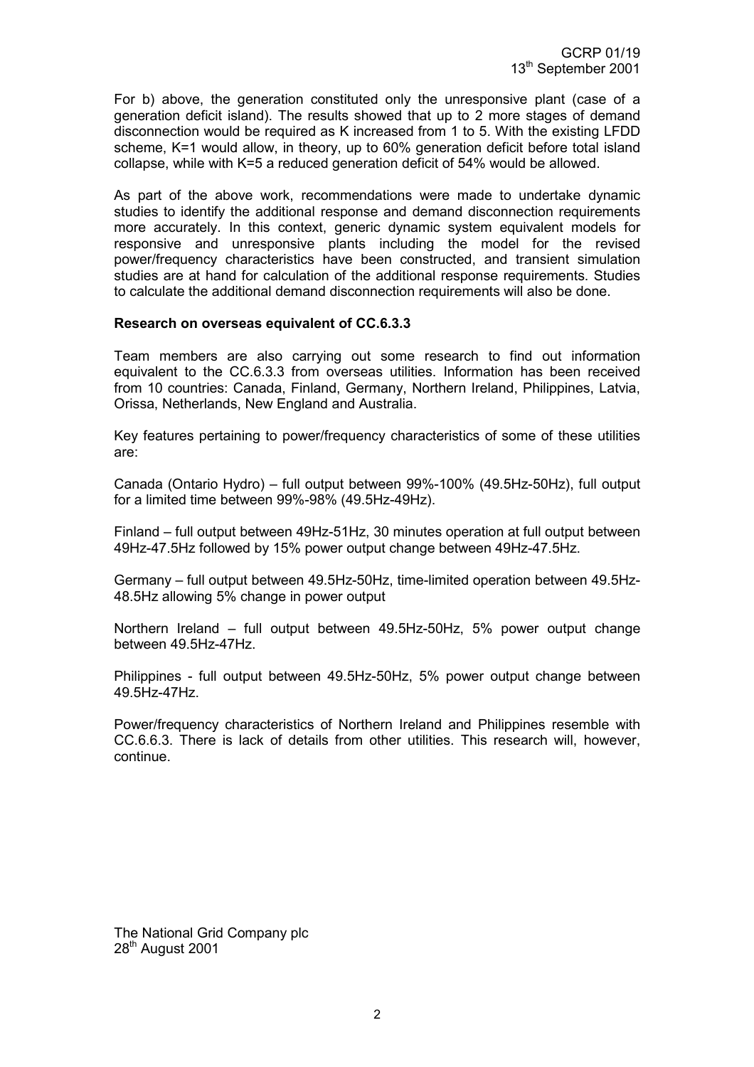For b) above, the generation constituted only the unresponsive plant (case of a generation deficit island). The results showed that up to 2 more stages of demand disconnection would be required as K increased from 1 to 5. With the existing LFDD scheme, K=1 would allow, in theory, up to 60% generation deficit before total island collapse, while with K=5 a reduced generation deficit of 54% would be allowed.

As part of the above work, recommendations were made to undertake dynamic studies to identify the additional response and demand disconnection requirements more accurately. In this context, generic dynamic system equivalent models for responsive and unresponsive plants including the model for the revised power/frequency characteristics have been constructed, and transient simulation studies are at hand for calculation of the additional response requirements. Studies to calculate the additional demand disconnection requirements will also be done.

**Research on overseas equivalent of CC.6.3.3**

Team members are also carrying out some research to find out information equivalent to the CC.6.3.3 from overseas utilities. Information has been received from 10 countries: Canada, Finland, Germany, Northern Ireland, Philippines, Latvia, Orissa, Netherlands, New England and Australia.

Key features pertaining to power/frequency characteristics of some of these utilities are:

Canada (Ontario Hydro) – full output between 99%-100% (49.5Hz-50Hz), full output for a limited time between 99%-98% (49.5Hz-49Hz).

Finland – full output between 49Hz-51Hz, 30 minutes operation at full output between 49Hz-47.5Hz followed by 15% power output change between 49Hz-47.5Hz.

Germany – full output between 49.5Hz-50Hz, time-limited operation between 49.5Hz-48.5Hz allowing 5% change in power output

Northern Ireland – full output between 49.5Hz-50Hz, 5% power output change between 49.5Hz-47Hz.

Philippines - full output between 49.5Hz-50Hz, 5% power output change between 49.5Hz-47Hz.

Power/frequency characteristics of Northern Ireland and Philippines resemble with CC.6.6.3. There is lack of details from other utilities. This research will, however, continue.

The National Grid Company plc
28th August 2001